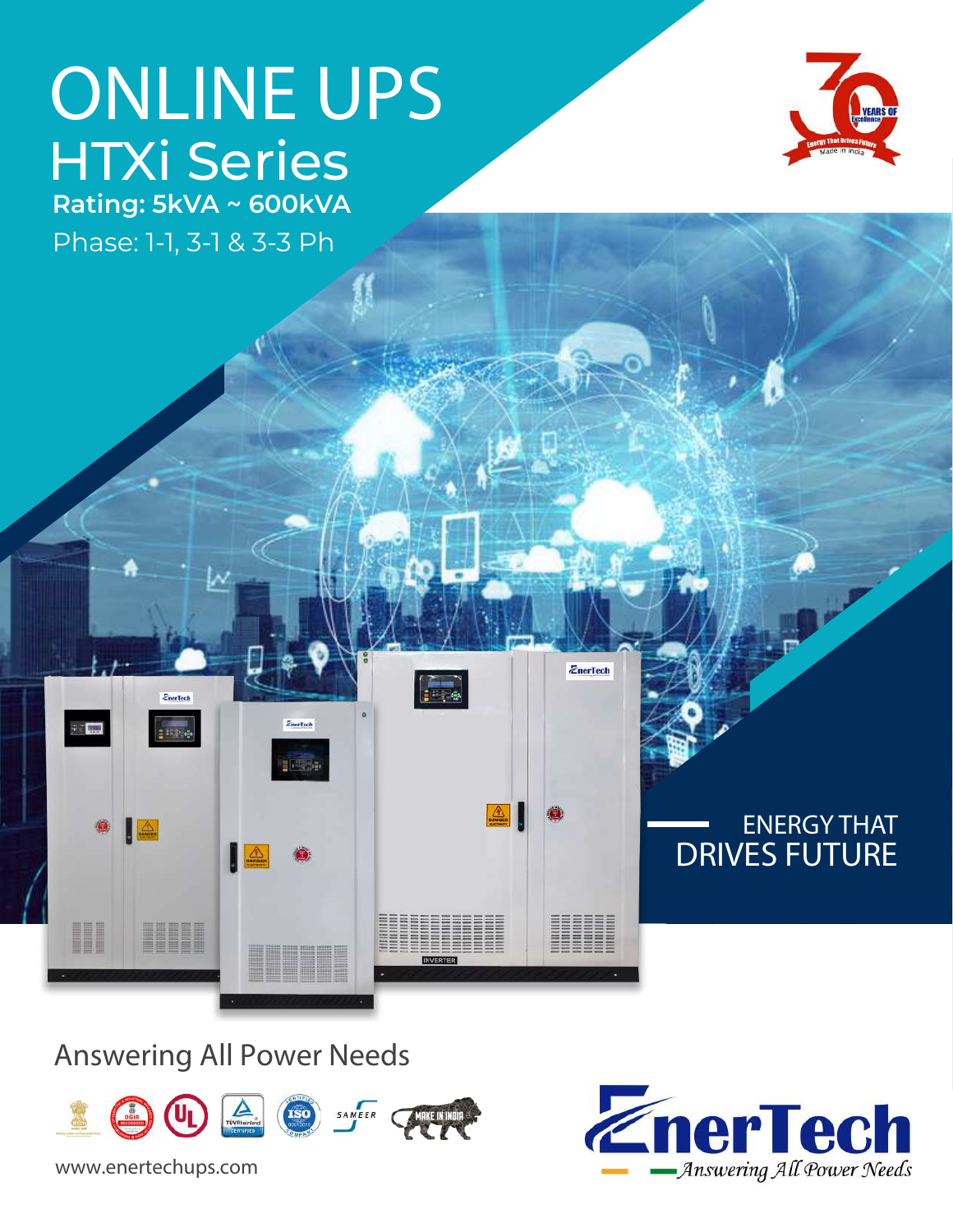# ONLINE UPS

## HTXi Series

**Rating: 5kVA ~ 600kVA**

Phase: 1-1, 3-1 & 3-3 Ph

ENERGY THAT
DRIVES FUTURE

Answering All Power Needs

www.enertechups.com

EnerTech
Answering All Power Needs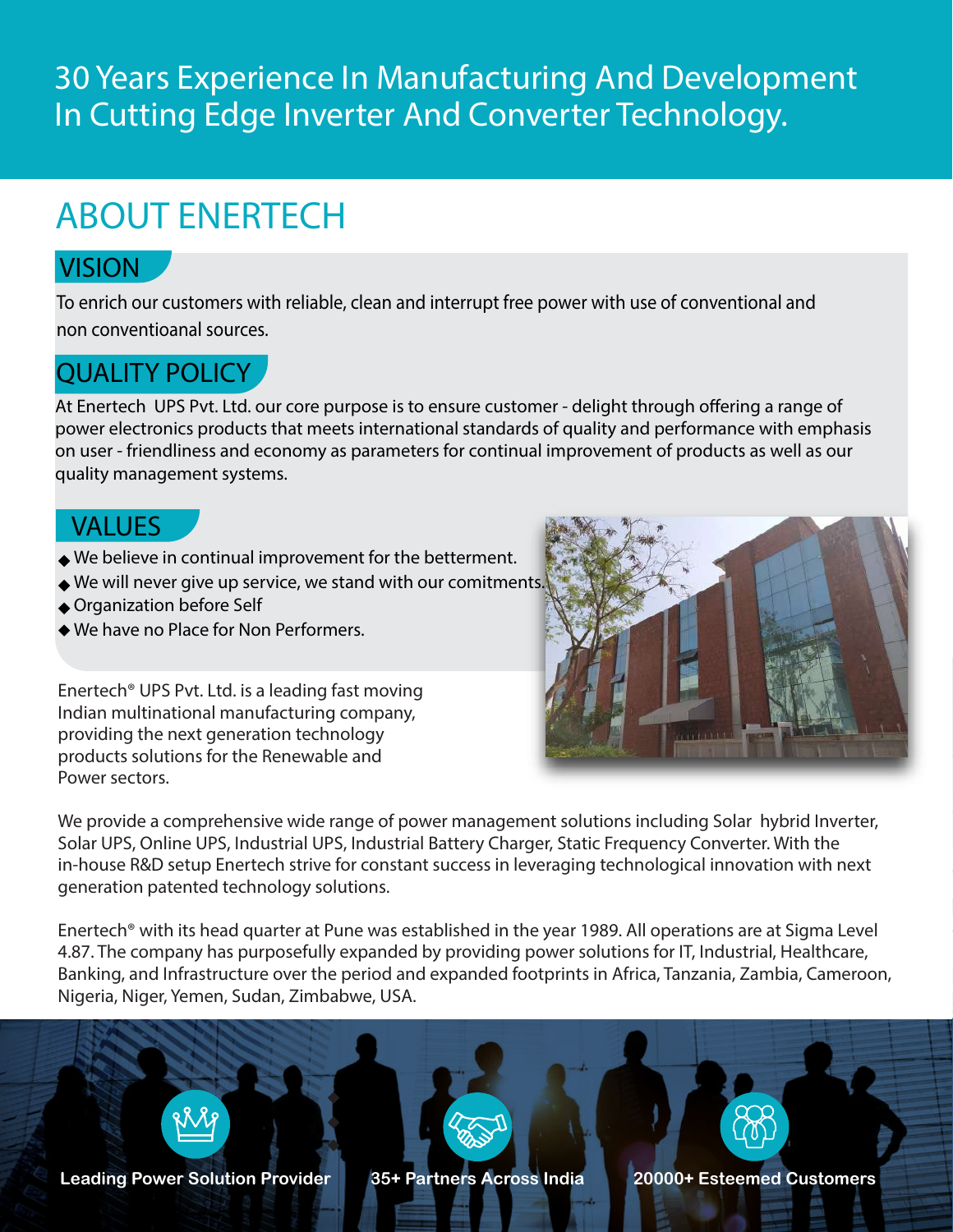# 30 Years Experience In Manufacturing And Development In Cutting Edge Inverter And Converter Technology.

## ABOUT ENERTECH

### VISION

To enrich our customers with reliable, clean and interrupt free power with use of conventional and non conventioanal sources.

### QUALITY POLICY

At Enertech UPS Pvt. Ltd. our core purpose is to ensure customer - delight through offering a range of power electronics products that meets international standards of quality and performance with emphasis on user - friendliness and economy as parameters for continual improvement of products as well as our quality management systems.

### VALUES

- We believe in continual improvement for the betterment.
- We will never give up service, we stand with our comitments.
- Organization before Self
- We have no Place for Non Performers.

Enertech® UPS Pvt. Ltd. is a leading fast moving Indian multinational manufacturing company, providing the next generation technology products solutions for the Renewable and Power sectors.

We provide a comprehensive wide range of power management solutions including Solar hybrid Inverter, Solar UPS, Online UPS, Industrial UPS, Industrial Battery Charger, Static Frequency Converter. With the in-house R&D setup Enertech strive for constant success in leveraging technological innovation with next generation patented technology solutions.

Enertech® with its head quarter at Pune was established in the year 1989. All operations are at Sigma Level 4.87. The company has purposefully expanded by providing power solutions for IT, Industrial, Healthcare, Banking, and Infrastructure over the period and expanded footprints in Africa, Tanzania, Zambia, Cameroon, Nigeria, Niger, Yemen, Sudan, Zimbabwe, USA.

**Leading Power Solution Provider**

**35+ Partners Across India**

**20000+ Esteemed Customers**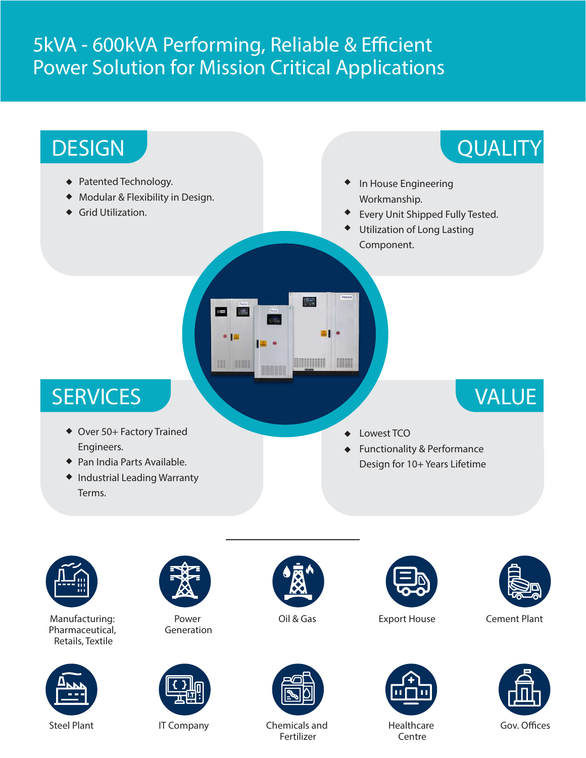# 5kVA - 600kVA Performing, Reliable & Efficient Power Solution for Mission Critical Applications

## DESIGN

- Patented Technology.
- Modular & Flexibility in Design.
- Grid Utilization.

## QUALITY

- In House Engineering Workmanship.
- Every Unit Shipped Fully Tested.
- Utilization of Long Lasting Component.

## SERVICES

- Over 50+ Factory Trained Engineers.
- Pan India Parts Available.
- Industrial Leading Warranty Terms.

## VALUE

- Lowest TCO
- Functionality & Performance Design for 10+ Years Lifetime

---

Manufacturing: Pharmaceutical, Retails, Textile

Power Generation

Oil & Gas

Export House

Cement Plant

Steel Plant

IT Company

Chemicals and Fertilizer

Healthcare Centre

Gov. Offices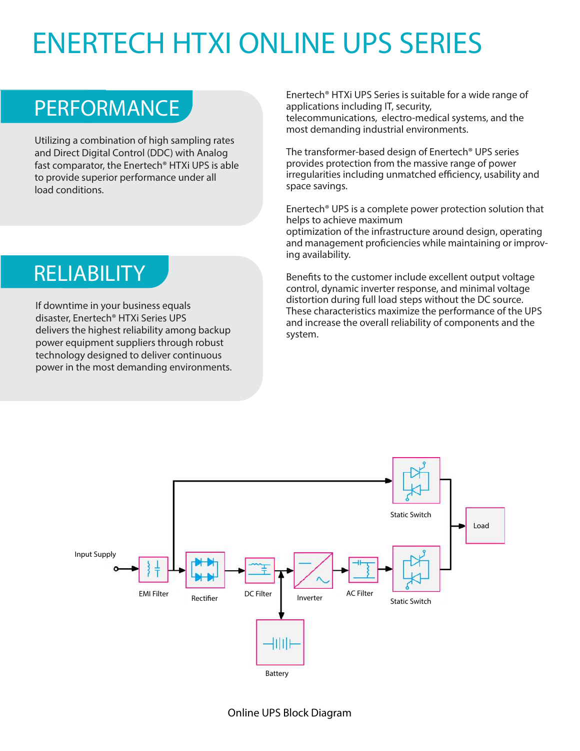# ENERTECH HTXI ONLINE UPS SERIES

## PERFORMANCE

Utilizing a combination of high sampling rates and Direct Digital Control (DDC) with Analog fast comparator, the Enertech® HTXi UPS is able to provide superior performance under all load conditions.

## RELIABILITY

If downtime in your business equals disaster, Enertech® HTXi Series UPS delivers the highest reliability among backup power equipment suppliers through robust technology designed to deliver continuous power in the most demanding environments.

Enertech® HTXi UPS Series is suitable for a wide range of applications including IT, security, telecommunications, electro-medical systems, and the most demanding industrial environments.

The transformer-based design of Enertech® UPS series provides protection from the massive range of power irregularities including unmatched efficiency, usability and space savings.

Enertech® UPS is a complete power protection solution that helps to achieve maximum optimization of the infrastructure around design, operating and management proficiencies while maintaining or improving availability.

Benefits to the customer include excellent output voltage control, dynamic inverter response, and minimal voltage distortion during full load steps without the DC source. These characteristics maximize the performance of the UPS and increase the overall reliability of components and the system.

Input Supply → EMI Filter → Rectifier → DC Filter → Inverter → AC Filter → Static Switch → Load

Battery

Static Switch

Online UPS Block Diagram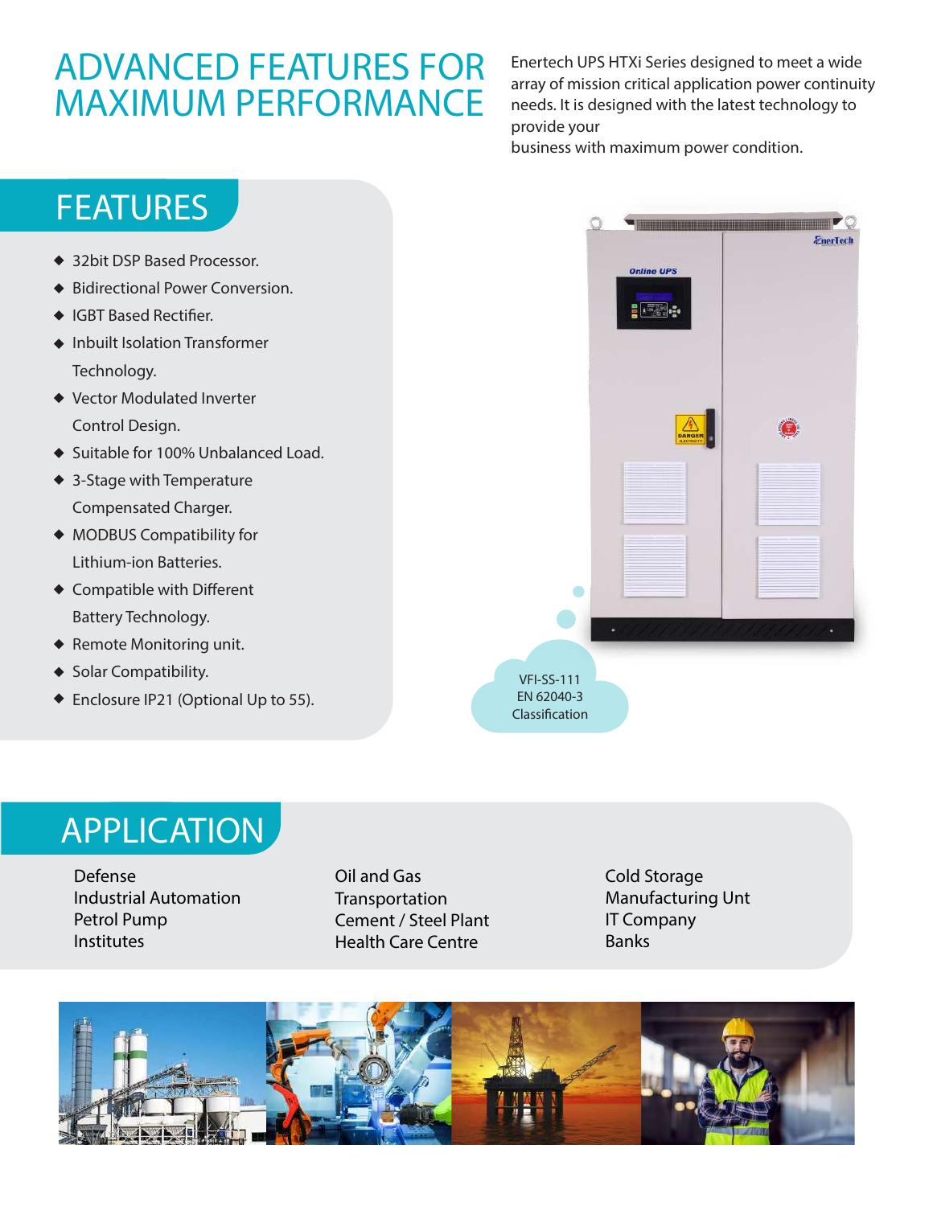# ADVANCED FEATURES FOR MAXIMUM PERFORMANCE

Enertech UPS HTXi Series designed to meet a wide array of mission critical application power continuity needs. It is designed with the latest technology to provide your business with maximum power condition.

## FEATURES

- 32bit DSP Based Processor.
- Bidirectional Power Conversion.
- IGBT Based Rectifier.
- Inbuilt Isolation Transformer Technology.
- Vector Modulated Inverter Control Design.
- Suitable for 100% Unbalanced Load.
- 3-Stage with Temperature Compensated Charger.
- MODBUS Compatibility for Lithium-ion Batteries.
- Compatible with Different Battery Technology.
- Remote Monitoring unit.
- Solar Compatibility.
- Enclosure IP21 (Optional Up to 55).

VFI-SS-111
EN 62040-3
Classification

## APPLICATION

Defense
Industrial Automation
Petrol Pump
Institutes

Oil and Gas
Transportation
Cement / Steel Plant
Health Care Centre

Cold Storage
Manufacturing Unt
IT Company
Banks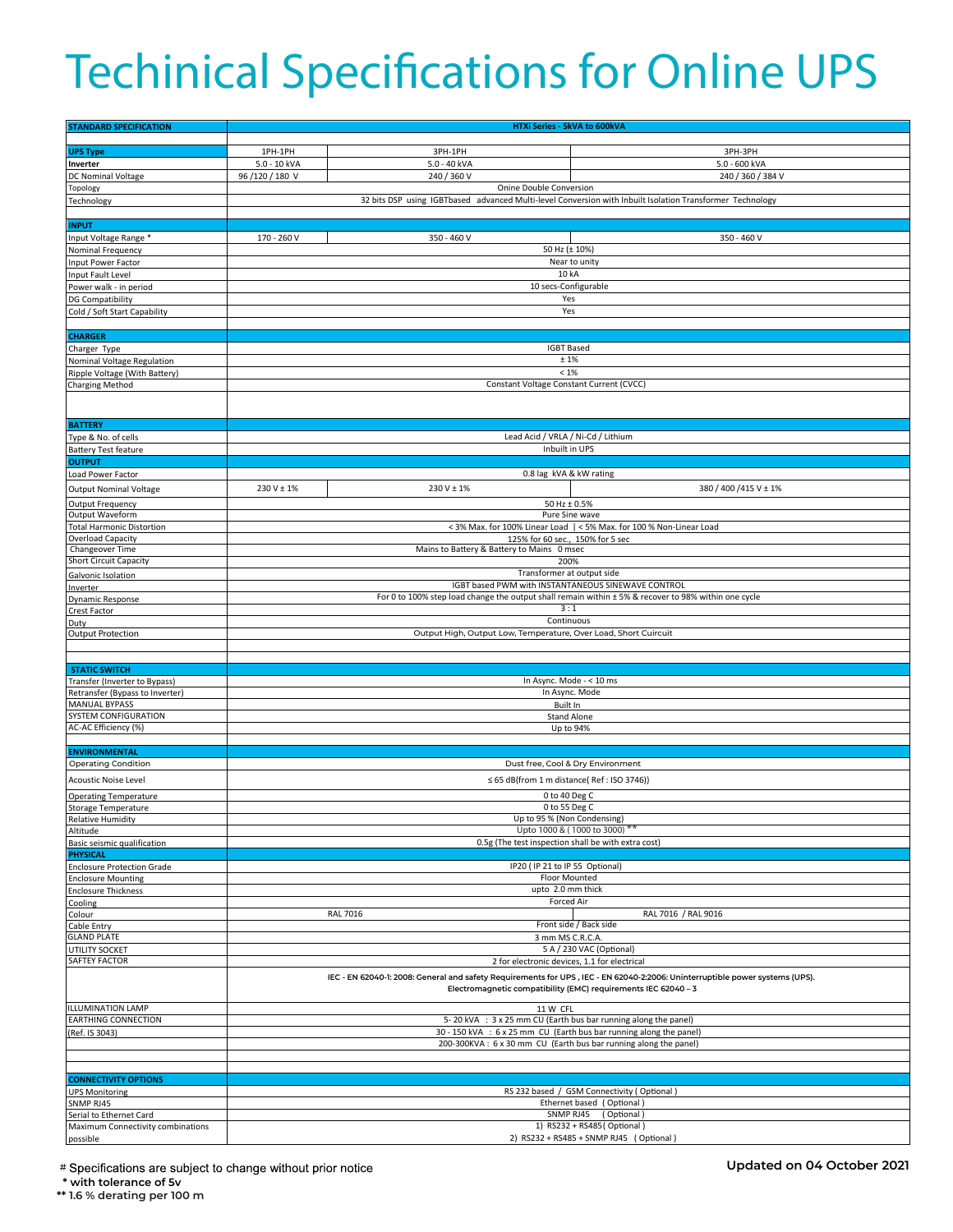# Techinical Specifications for Online UPS

| STANDARD SPECIFICATION | HTXi Series - 5kVA to 600kVA | | |
|---|---|---|---|
| **UPS Type** | 1PH-1PH | 3PH-1PH | 3PH-3PH |
| **Inverter** | 5.0 - 10 kVA | 5.0 - 40 kVA | 5.0 - 600 kVA |
| DC Nominal Voltage | 96 /120 / 180 V | 240 / 360 V | 240 / 360 / 384 V |
| Topology | Onine Double Conversion | | |
| Technology | 32 bits DSP using IGBTbased advanced Multi-level Conversion with Inbuilt Isolation Transformer Technology | | |
| **INPUT** | | | |
| Input Voltage Range * | 170 - 260 V | 350 - 460 V | 350 - 460 V |
| Nominal Frequency | 50 Hz (± 10%) | | |
| Input Power Factor | Near to unity | | |
| Input Fault Level | 10 kA | | |
| Power walk - in period | 10 secs-Configurable | | |
| DG Compatibility | Yes | | |
| Cold / Soft Start Capability | Yes | | |
| **CHARGER** | | | |
| Charger Type | IGBT Based | | |
| Nominal Voltage Regulation | ± 1% | | |
| Ripple Voltage (With Battery) | < 1% | | |
| Charging Method | Constant Voltage Constant Current (CVCC) | | |
| **BATTERY** | | | |
| Type & No. of cells | Lead Acid / VRLA / Ni-Cd / Lithium | | |
| Battery Test feature | Inbuilt in UPS | | |
| **OUTPUT** | | | |
| Load Power Factor | 0.8 lag kVA & kW rating | | |
| Output Nominal Voltage | 230 V ± 1% | 230 V ± 1% | 380 / 400 /415 V ± 1% |
| Output Frequency | 50 Hz ± 0.5% | | |
| Output Waveform | Pure Sine wave | | |
| Total Harmonic Distortion | < 3% Max. for 100% Linear Load \| < 5% Max. for 100 % Non-Linear Load | | |
| Overload Capacity | 125% for 60 sec., 150% for 5 sec | | |
| Changeover Time | Mains to Battery & Battery to Mains 0 msec | | |
| Short Circuit Capacity | 200% | | |
| Galvonic Isolation | Transformer at output side | | |
| Inverter | IGBT based PWM with INSTANTANEOUS SINEWAVE CONTROL | | |
| Dynamic Response | For 0 to 100% step load change the output shall remain within ± 5% & recover to 98% within one cycle | | |
| Crest Factor | 3 : 1 | | |
| Duty | Continuous | | |
| Output Protection | Output High, Output Low, Temperature, Over Load, Short Cuircuit | | |
| **STATIC SWITCH** | | | |
| Transfer (Inverter to Bypass) | In Async. Mode - < 10 ms | | |
| Retransfer (Bypass to Inverter) | In Async. Mode | | |
| MANUAL BYPASS | Built In | | |
| SYSTEM CONFIGURATION | Stand Alone | | |
| AC-AC Efficiency (%) | Up to 94% | | |
| **ENVIRONMENTAL** | | | |
| Operating Condition | Dust free, Cool & Dry Environment | | |
| Acoustic Noise Level | ≤ 65 dB(from 1 m distance( Ref : ISO 3746)) | | |
| Operating Temperature | 0 to 40 Deg C | | |
| Storage Temperature | 0 to 55 Deg C | | |
| Relative Humidity | Up to 95 % (Non Condensing) | | |
| Altitude | Upto 1000 & ( 1000 to 3000) ** | | |
| Basic seismic qualification | 0.5g (The test inspection shall be with extra cost) | | |
| **PHYSICAL** | | | |
| Enclosure Protection Grade | IP20 ( IP 21 to IP 55 Optional) | | |
| Enclosure Mounting | Floor Mounted | | |
| Enclosure Thickness | upto 2.0 mm thick | | |
| Cooling | Forced Air | | |
| Colour | RAL 7016 | | RAL 7016 / RAL 9016 |
| Cable Entry | Front side / Back side | | |
| GLAND PLATE | 3 mm MS C.R.C.A. | | |
| UTILITY SOCKET | 5 A / 230 VAC (Optional) | | |
| SAFTEY FACTOR | 2 for electronic devices, 1.1 for electrical | | |
| | **IEC - EN 62040-1: 2008: General and safety Requirements for UPS , IEC - EN 62040-2:2006: Uninterruptible power systems (UPS). Electromagnetic compatibility (EMC) requirements IEC 62040 – 3** | | |
| ILLUMINATION LAMP | 11 W CFL | | |
| EARTHING CONNECTION (Ref. IS 3043) | 5- 20 kVA : 3 x 25 mm CU (Earth bus bar running along the panel)<br>30 - 150 kVA : 6 x 25 mm CU (Earth bus bar running along the panel)<br>200-300KVA : 6 x 30 mm CU (Earth bus bar running along the panel) | | |
| **CONNECTIVITY OPTIONS** | | | |
| UPS Monitoring | RS 232 based / GSM Connectivity ( Optional ) | | |
| SNMP RJ45 | Ethernet based ( Optional ) | | |
| Serial to Ethernet Card | SNMP RJ45 ( Optional ) | | |
| Maximum Connectivity combinations possible | 1) RS232 + RS485( Optional )<br>2) RS232 + RS485 + SNMP RJ45 ( Optional ) | | |

# Specifications are subject to change without prior notice

**\* with tolerance of 5v**

**\*\* 1.6 % derating per 100 m**

**Updated on 04 October 2021**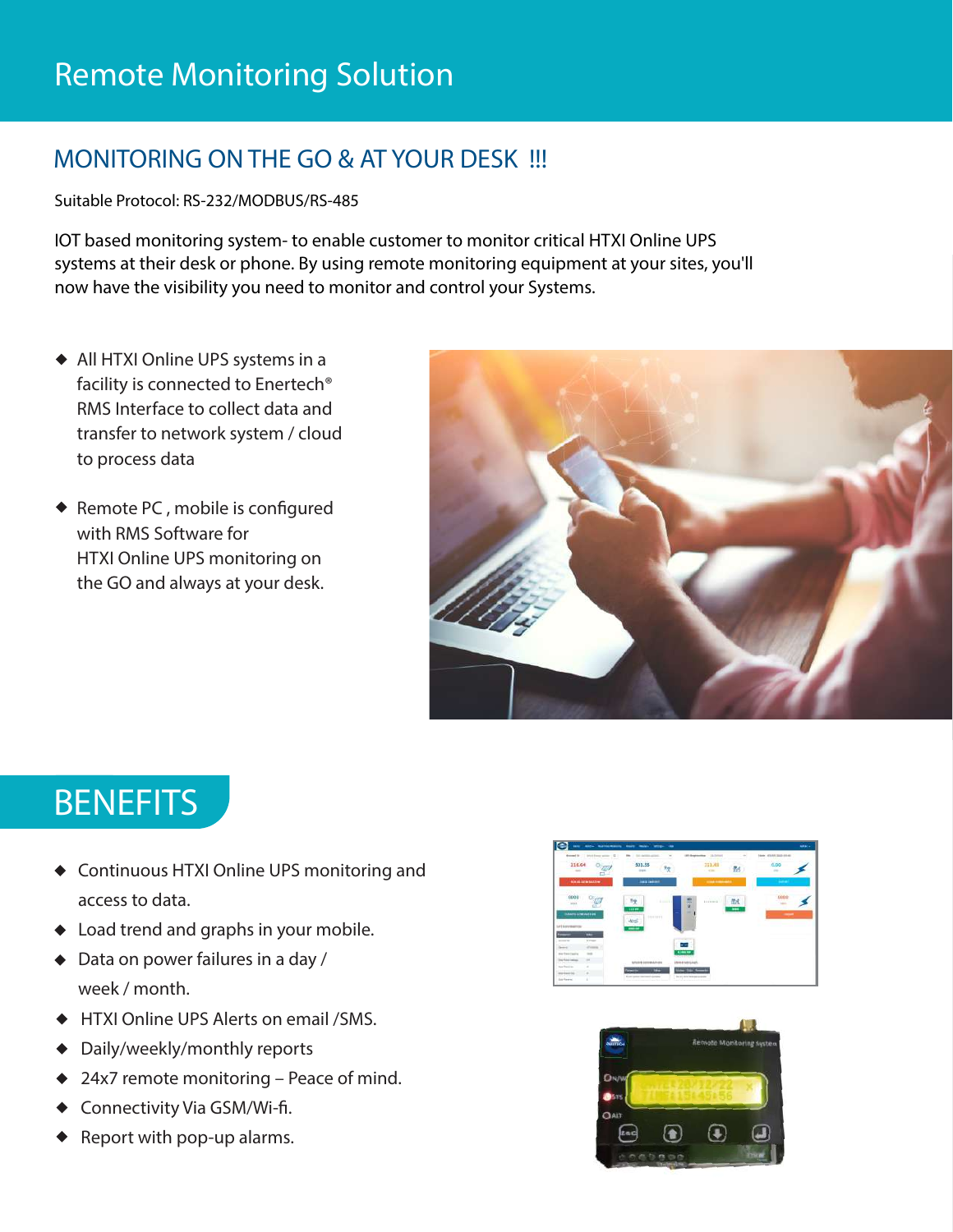# Remote Monitoring Solution

## MONITORING ON THE GO & AT YOUR DESK !!!

Suitable Protocol: RS-232/MODBUS/RS-485

IOT based monitoring system- to enable customer to monitor critical HTXI Online UPS systems at their desk or phone. By using remote monitoring equipment at your sites, you'll now have the visibility you need to monitor and control your Systems.

- All HTXI Online UPS systems in a facility is connected to Enertech® RMS Interface to collect data and transfer to network system / cloud to process data
- Remote PC , mobile is configured with RMS Software for HTXI Online UPS monitoring on the GO and always at your desk.

## BENEFITS

- Continuous HTXI Online UPS monitoring and access to data.
- Load trend and graphs in your mobile.
- Data on power failures in a day / week / month.
- HTXI Online UPS Alerts on email /SMS.
- Daily/weekly/monthly reports
- 24x7 remote monitoring – Peace of mind.
- Connectivity Via GSM/Wi-fi.
- Report with pop-up alarms.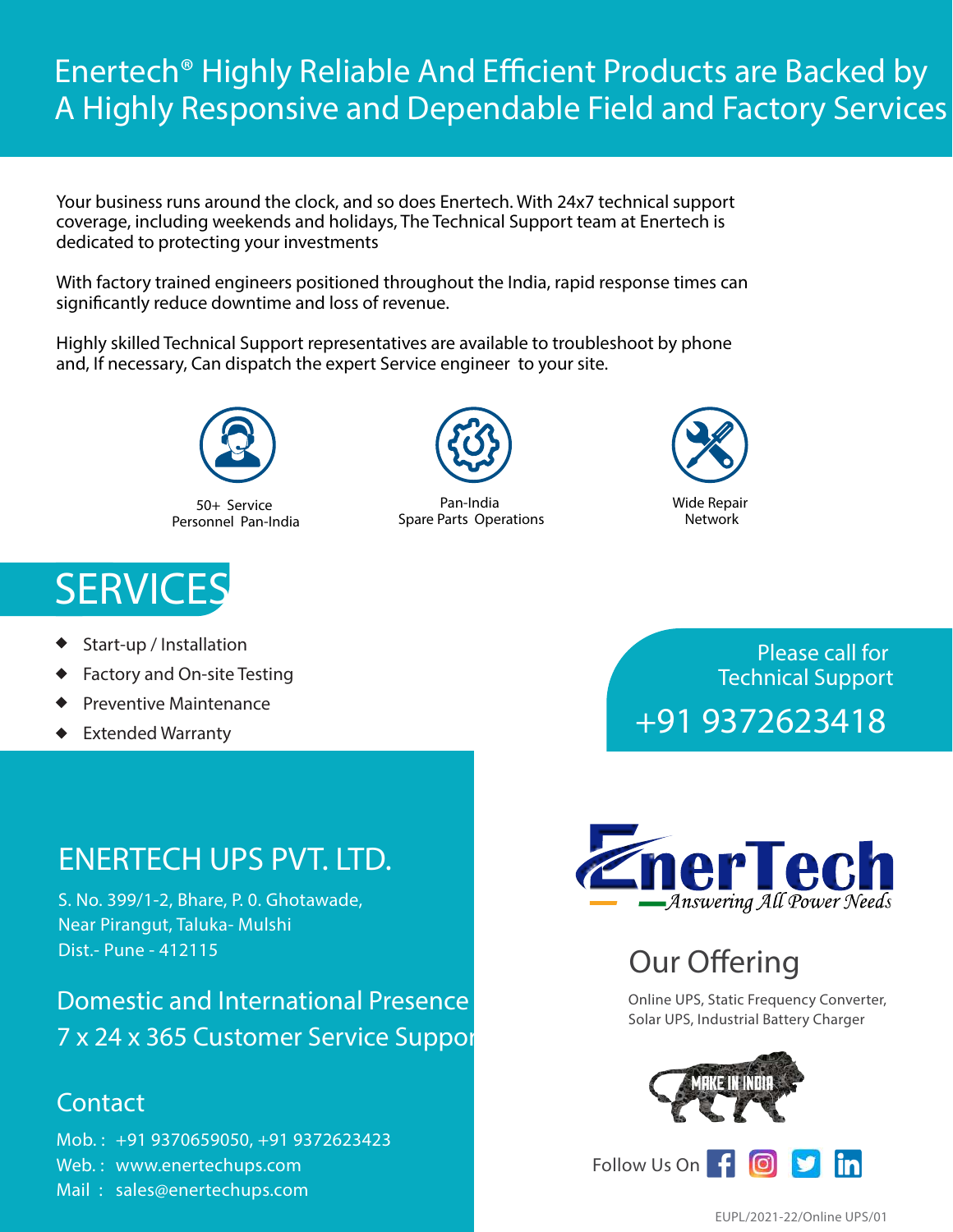# Enertech® Highly Reliable And Efficient Products are Backed by A Highly Responsive and Dependable Field and Factory Services

Your business runs around the clock, and so does Enertech. With 24x7 technical support coverage, including weekends and holidays, The Technical Support team at Enertech is dedicated to protecting your investments

With factory trained engineers positioned throughout the India, rapid response times can significantly reduce downtime and loss of revenue.

Highly skilled Technical Support representatives are available to troubleshoot by phone and, If necessary, Can dispatch the expert Service engineer to your site.

50+ Service Personnel Pan-India

Pan-India Spare Parts Operations

Wide Repair Network

## SERVICES

- Start-up / Installation
- Factory and On-site Testing
- Preventive Maintenance
- Extended Warranty

Please call for Technical Support

**+91 9372623418**

## ENERTECH UPS PVT. LTD.

S. No. 399/1-2, Bhare, P. 0. Ghotawade,
Near Pirangut, Taluka- Mulshi
Dist.- Pune - 412115

### Domestic and International Presence
### 7 x 24 x 365 Customer Service Support

### Contact

Mob. : +91 9370659050, +91 9372623423
Web. : www.enertechups.com
Mail : sales@enertechups.com

EnerTech
*Answering All Power Needs*

## Our Offering

Online UPS, Static Frequency Converter, Solar UPS, Industrial Battery Charger

MAKE IN INDIA

Follow Us On

EUPL/2021-22/Online UPS/01